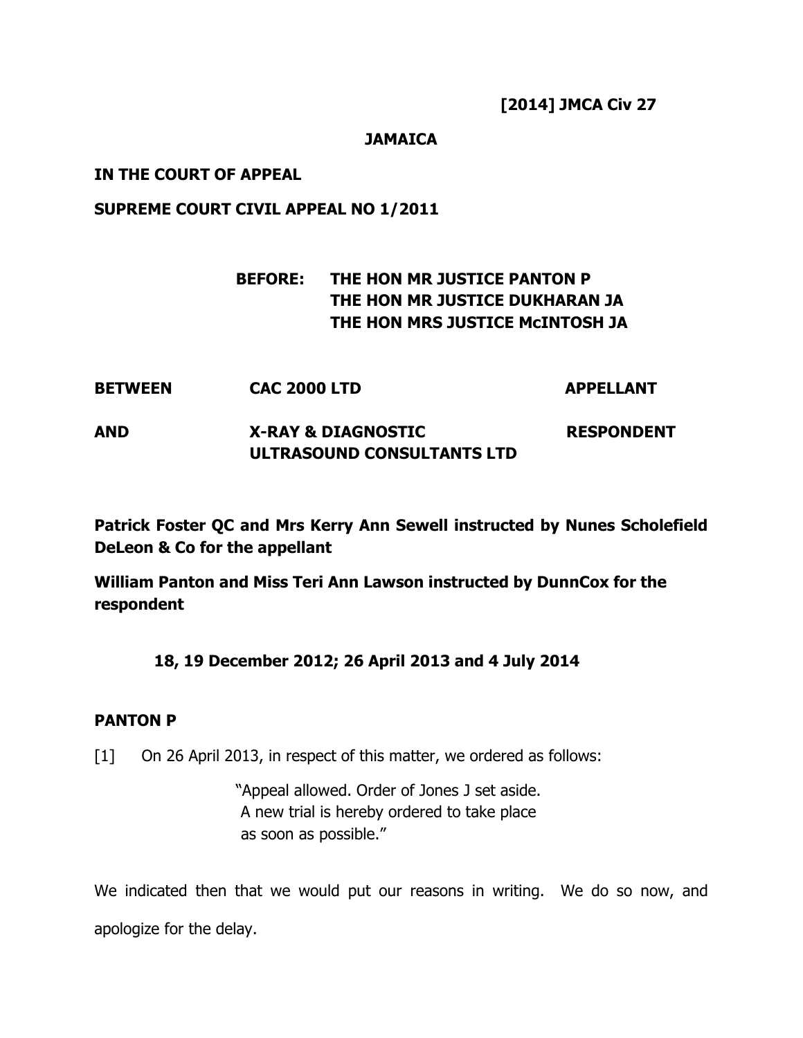**[2014] JMCA Civ 27**

**JAMAICA**

**IN THE COURT OF APPEAL**

**SUPREME COURT CIVIL APPEAL NO 1/2011**

**BEFORE: THE HON MR JUSTICE PANTON P**
**THE HON MR JUSTICE DUKHARAN JA**
**THE HON MRS JUSTICE McINTOSH JA**

| | | |
|---|---|---|
| **BETWEEN** | **CAC 2000 LTD** | **APPELLANT** |
| **AND** | **X-RAY & DIAGNOSTIC ULTRASOUND CONSULTANTS LTD** | **RESPONDENT** |

**Patrick Foster QC and Mrs Kerry Ann Sewell instructed by Nunes Scholefield DeLeon & Co for the appellant**

**William Panton and Miss Teri Ann Lawson instructed by DunnCox for the respondent**

**18, 19 December 2012; 26 April 2013 and 4 July 2014**

**PANTON P**

[1] On 26 April 2013, in respect of this matter, we ordered as follows:

> "Appeal allowed. Order of Jones J set aside.
> A new trial is hereby ordered to take place
> as soon as possible."

We indicated then that we would put our reasons in writing. We do so now, and apologize for the delay.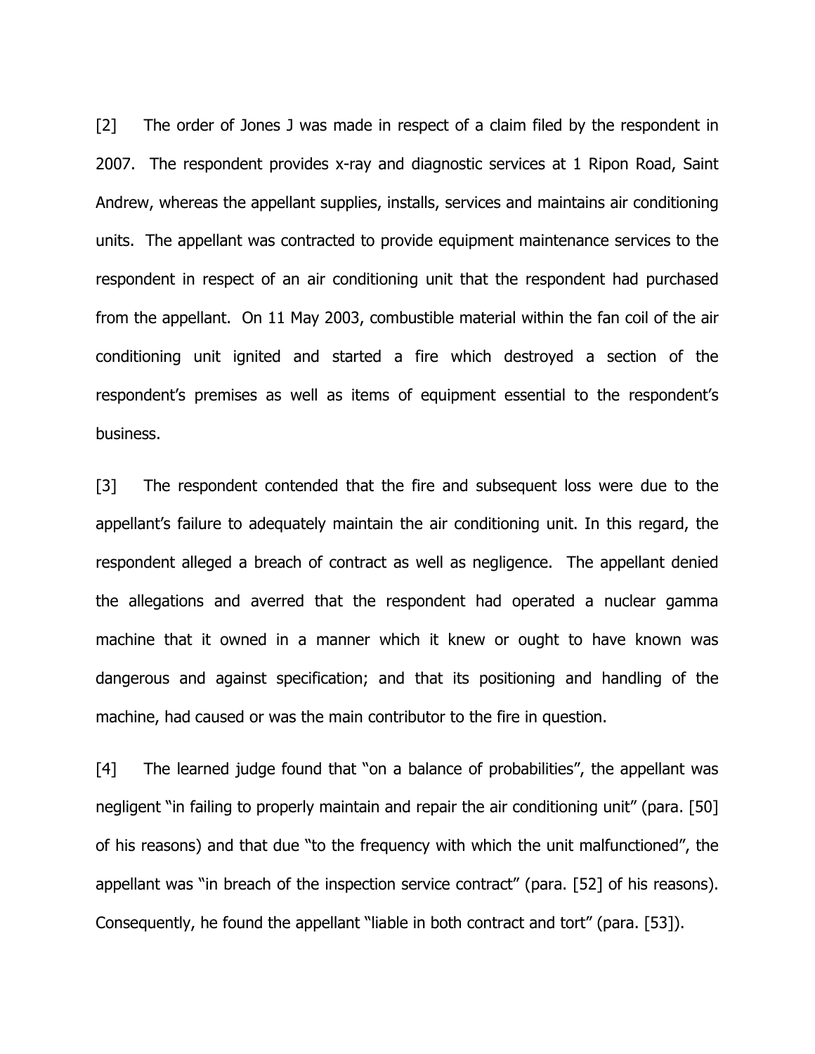[2] The order of Jones J was made in respect of a claim filed by the respondent in 2007. The respondent provides x-ray and diagnostic services at 1 Ripon Road, Saint Andrew, whereas the appellant supplies, installs, services and maintains air conditioning units. The appellant was contracted to provide equipment maintenance services to the respondent in respect of an air conditioning unit that the respondent had purchased from the appellant. On 11 May 2003, combustible material within the fan coil of the air conditioning unit ignited and started a fire which destroyed a section of the respondent's premises as well as items of equipment essential to the respondent's business.

[3] The respondent contended that the fire and subsequent loss were due to the appellant's failure to adequately maintain the air conditioning unit. In this regard, the respondent alleged a breach of contract as well as negligence. The appellant denied the allegations and averred that the respondent had operated a nuclear gamma machine that it owned in a manner which it knew or ought to have known was dangerous and against specification; and that its positioning and handling of the machine, had caused or was the main contributor to the fire in question.

[4] The learned judge found that "on a balance of probabilities", the appellant was negligent "in failing to properly maintain and repair the air conditioning unit" (para. [50] of his reasons) and that due "to the frequency with which the unit malfunctioned", the appellant was "in breach of the inspection service contract" (para. [52] of his reasons). Consequently, he found the appellant "liable in both contract and tort" (para. [53]).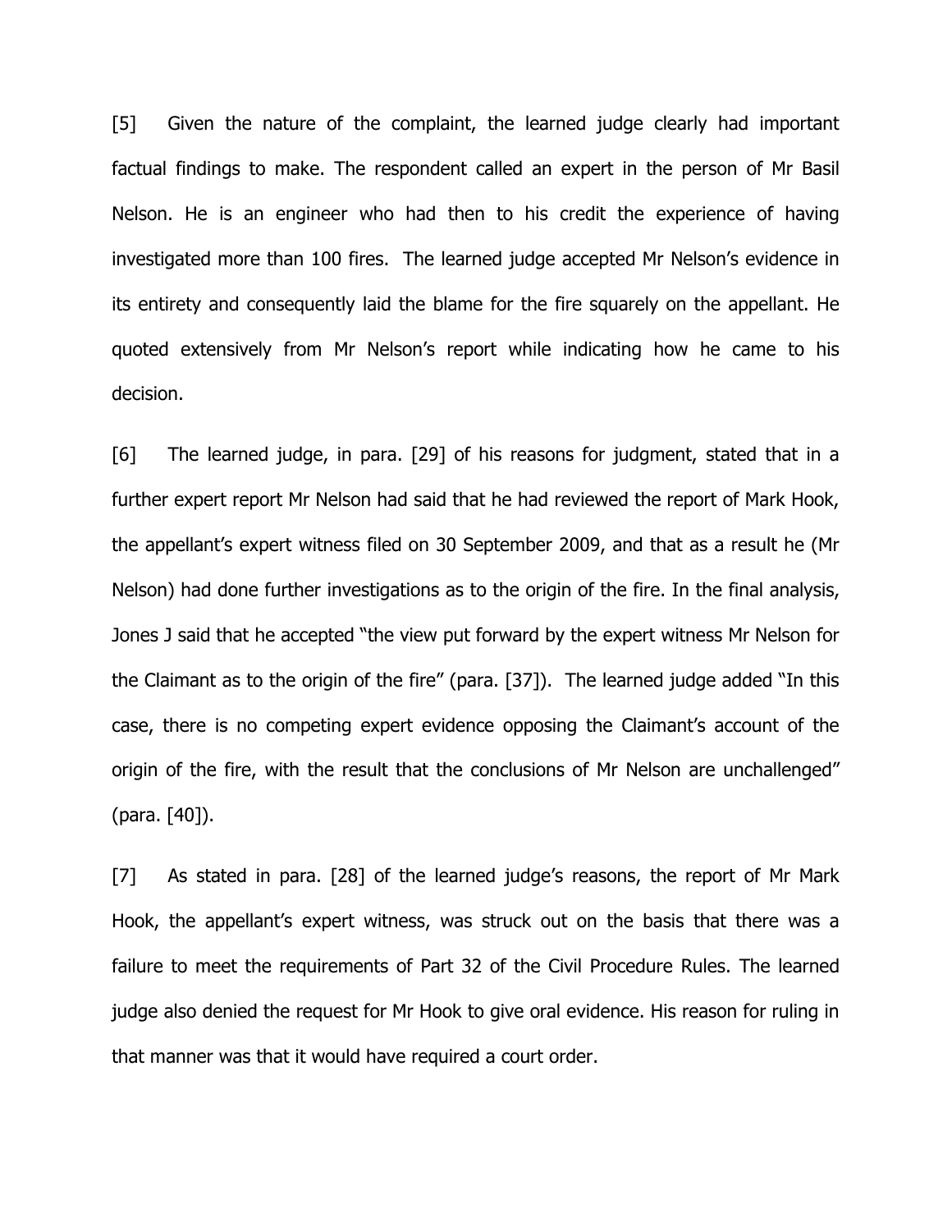[5] Given the nature of the complaint, the learned judge clearly had important factual findings to make. The respondent called an expert in the person of Mr Basil Nelson. He is an engineer who had then to his credit the experience of having investigated more than 100 fires. The learned judge accepted Mr Nelson's evidence in its entirety and consequently laid the blame for the fire squarely on the appellant. He quoted extensively from Mr Nelson's report while indicating how he came to his decision.

[6] The learned judge, in para. [29] of his reasons for judgment, stated that in a further expert report Mr Nelson had said that he had reviewed the report of Mark Hook, the appellant's expert witness filed on 30 September 2009, and that as a result he (Mr Nelson) had done further investigations as to the origin of the fire. In the final analysis, Jones J said that he accepted "the view put forward by the expert witness Mr Nelson for the Claimant as to the origin of the fire" (para. [37]). The learned judge added "In this case, there is no competing expert evidence opposing the Claimant's account of the origin of the fire, with the result that the conclusions of Mr Nelson are unchallenged" (para. [40]).

[7] As stated in para. [28] of the learned judge's reasons, the report of Mr Mark Hook, the appellant's expert witness, was struck out on the basis that there was a failure to meet the requirements of Part 32 of the Civil Procedure Rules. The learned judge also denied the request for Mr Hook to give oral evidence. His reason for ruling in that manner was that it would have required a court order.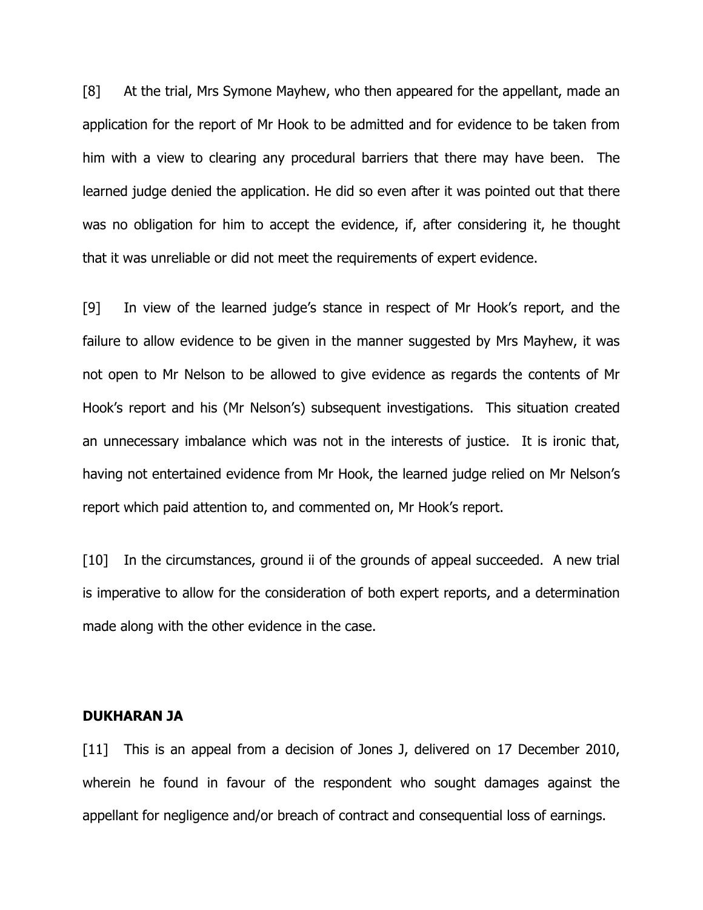[8] At the trial, Mrs Symone Mayhew, who then appeared for the appellant, made an application for the report of Mr Hook to be admitted and for evidence to be taken from him with a view to clearing any procedural barriers that there may have been. The learned judge denied the application. He did so even after it was pointed out that there was no obligation for him to accept the evidence, if, after considering it, he thought that it was unreliable or did not meet the requirements of expert evidence.

[9] In view of the learned judge's stance in respect of Mr Hook's report, and the failure to allow evidence to be given in the manner suggested by Mrs Mayhew, it was not open to Mr Nelson to be allowed to give evidence as regards the contents of Mr Hook's report and his (Mr Nelson's) subsequent investigations. This situation created an unnecessary imbalance which was not in the interests of justice. It is ironic that, having not entertained evidence from Mr Hook, the learned judge relied on Mr Nelson's report which paid attention to, and commented on, Mr Hook's report.

[10] In the circumstances, ground ii of the grounds of appeal succeeded. A new trial is imperative to allow for the consideration of both expert reports, and a determination made along with the other evidence in the case.

**DUKHARAN JA**

[11] This is an appeal from a decision of Jones J, delivered on 17 December 2010, wherein he found in favour of the respondent who sought damages against the appellant for negligence and/or breach of contract and consequential loss of earnings.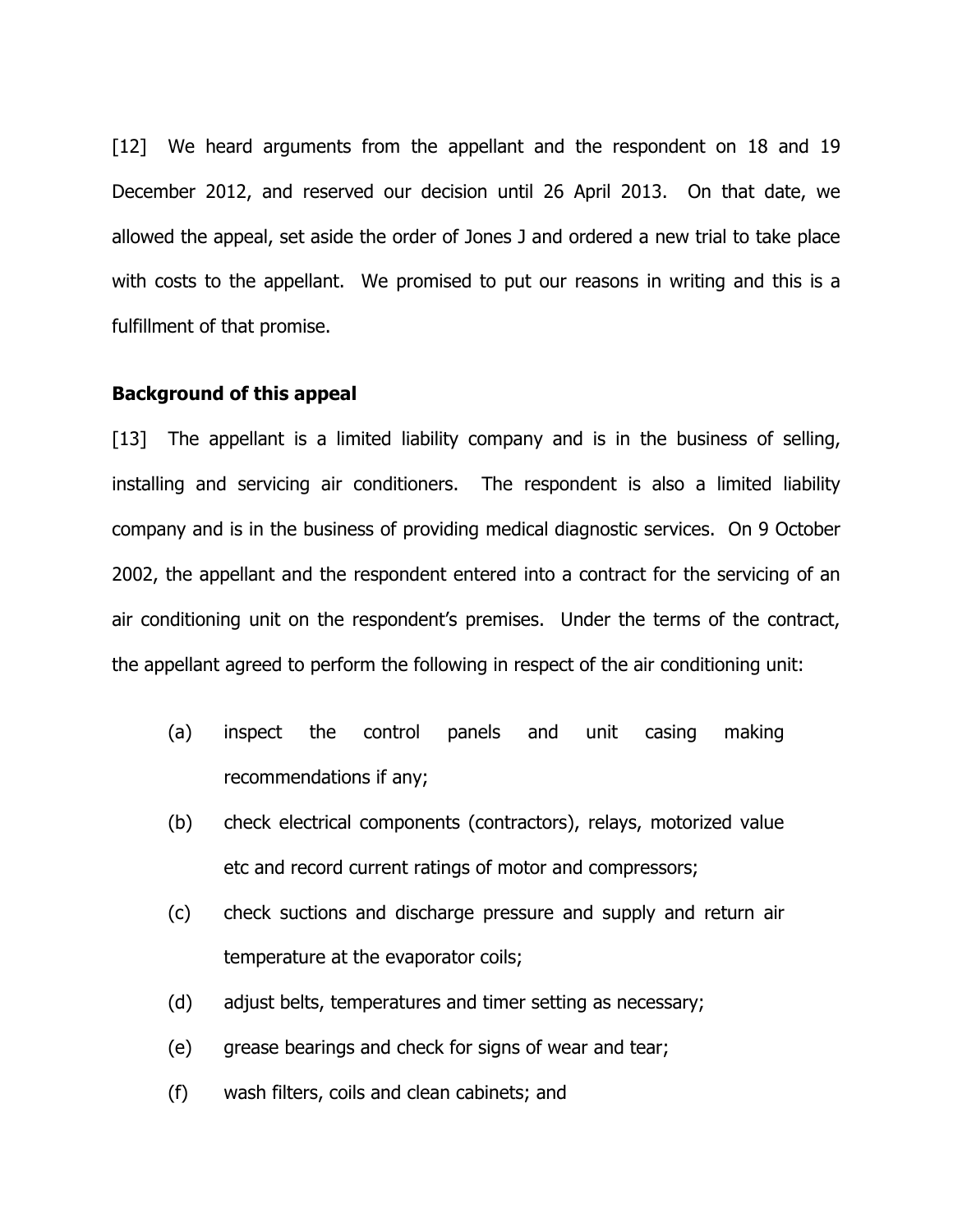[12] We heard arguments from the appellant and the respondent on 18 and 19 December 2012, and reserved our decision until 26 April 2013. On that date, we allowed the appeal, set aside the order of Jones J and ordered a new trial to take place with costs to the appellant. We promised to put our reasons in writing and this is a fulfillment of that promise.

**Background of this appeal**

[13] The appellant is a limited liability company and is in the business of selling, installing and servicing air conditioners. The respondent is also a limited liability company and is in the business of providing medical diagnostic services. On 9 October 2002, the appellant and the respondent entered into a contract for the servicing of an air conditioning unit on the respondent's premises. Under the terms of the contract, the appellant agreed to perform the following in respect of the air conditioning unit:

(a) inspect the control panels and unit casing making recommendations if any;

(b) check electrical components (contractors), relays, motorized value etc and record current ratings of motor and compressors;

(c) check suctions and discharge pressure and supply and return air temperature at the evaporator coils;

(d) adjust belts, temperatures and timer setting as necessary;

(e) grease bearings and check for signs of wear and tear;

(f) wash filters, coils and clean cabinets; and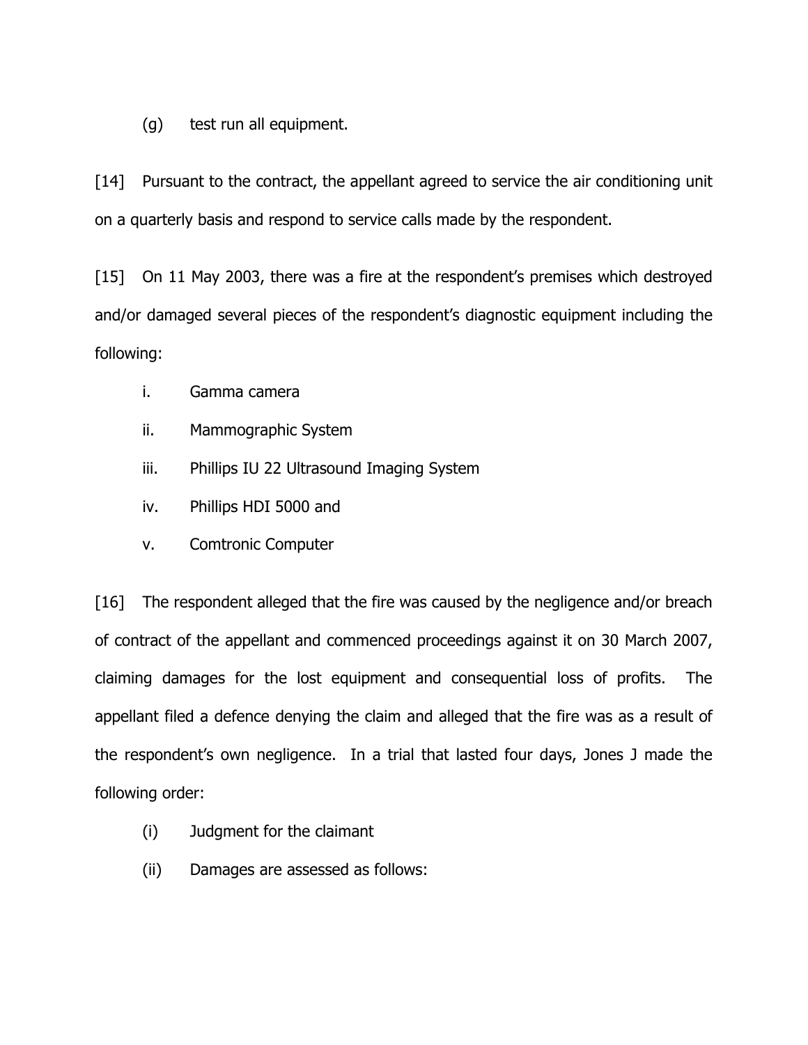(g) test run all equipment.

[14] Pursuant to the contract, the appellant agreed to service the air conditioning unit on a quarterly basis and respond to service calls made by the respondent.

[15] On 11 May 2003, there was a fire at the respondent's premises which destroyed and/or damaged several pieces of the respondent's diagnostic equipment including the following:

i. Gamma camera

ii. Mammographic System

iii. Phillips IU 22 Ultrasound Imaging System

iv. Phillips HDI 5000 and

v. Comtronic Computer

[16] The respondent alleged that the fire was caused by the negligence and/or breach of contract of the appellant and commenced proceedings against it on 30 March 2007, claiming damages for the lost equipment and consequential loss of profits. The appellant filed a defence denying the claim and alleged that the fire was as a result of the respondent's own negligence. In a trial that lasted four days, Jones J made the following order:

(i) Judgment for the claimant

(ii) Damages are assessed as follows: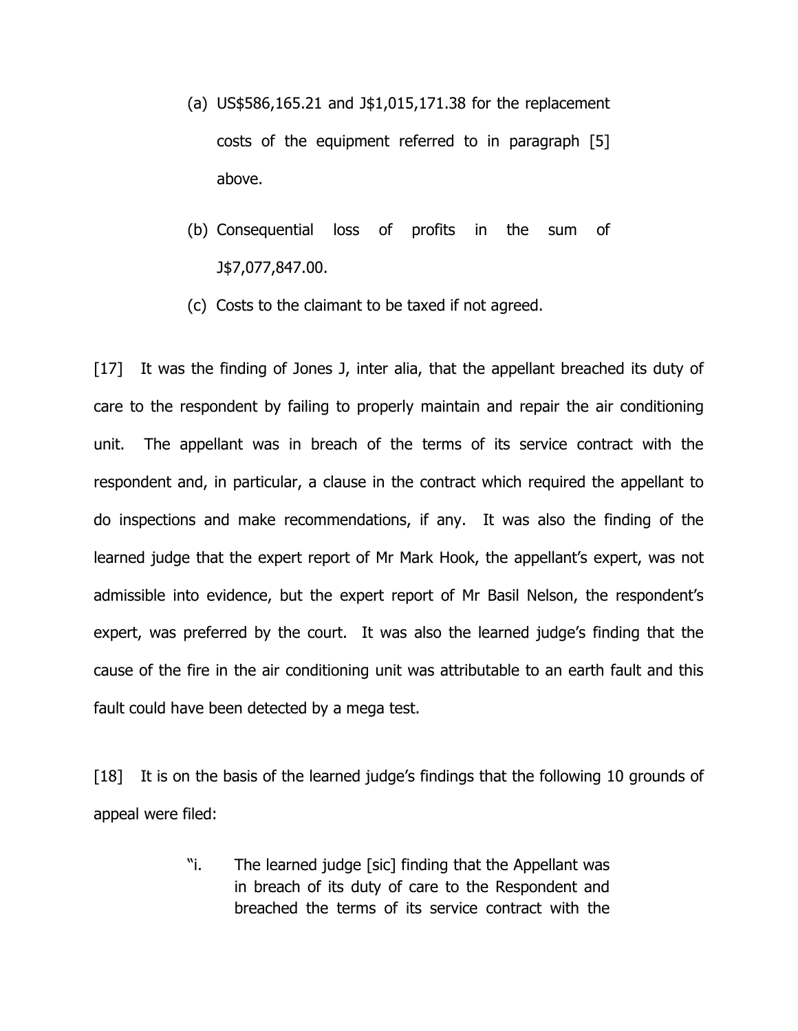(a) US$586,165.21 and J$1,015,171.38 for the replacement costs of the equipment referred to in paragraph [5] above.

(b) Consequential loss of profits in the sum of J$7,077,847.00.

(c) Costs to the claimant to be taxed if not agreed.

[17] It was the finding of Jones J, inter alia, that the appellant breached its duty of care to the respondent by failing to properly maintain and repair the air conditioning unit. The appellant was in breach of the terms of its service contract with the respondent and, in particular, a clause in the contract which required the appellant to do inspections and make recommendations, if any. It was also the finding of the learned judge that the expert report of Mr Mark Hook, the appellant's expert, was not admissible into evidence, but the expert report of Mr Basil Nelson, the respondent's expert, was preferred by the court. It was also the learned judge's finding that the cause of the fire in the air conditioning unit was attributable to an earth fault and this fault could have been detected by a mega test.

[18] It is on the basis of the learned judge's findings that the following 10 grounds of appeal were filed:

> "i. The learned judge [sic] finding that the Appellant was in breach of its duty of care to the Respondent and breached the terms of its service contract with the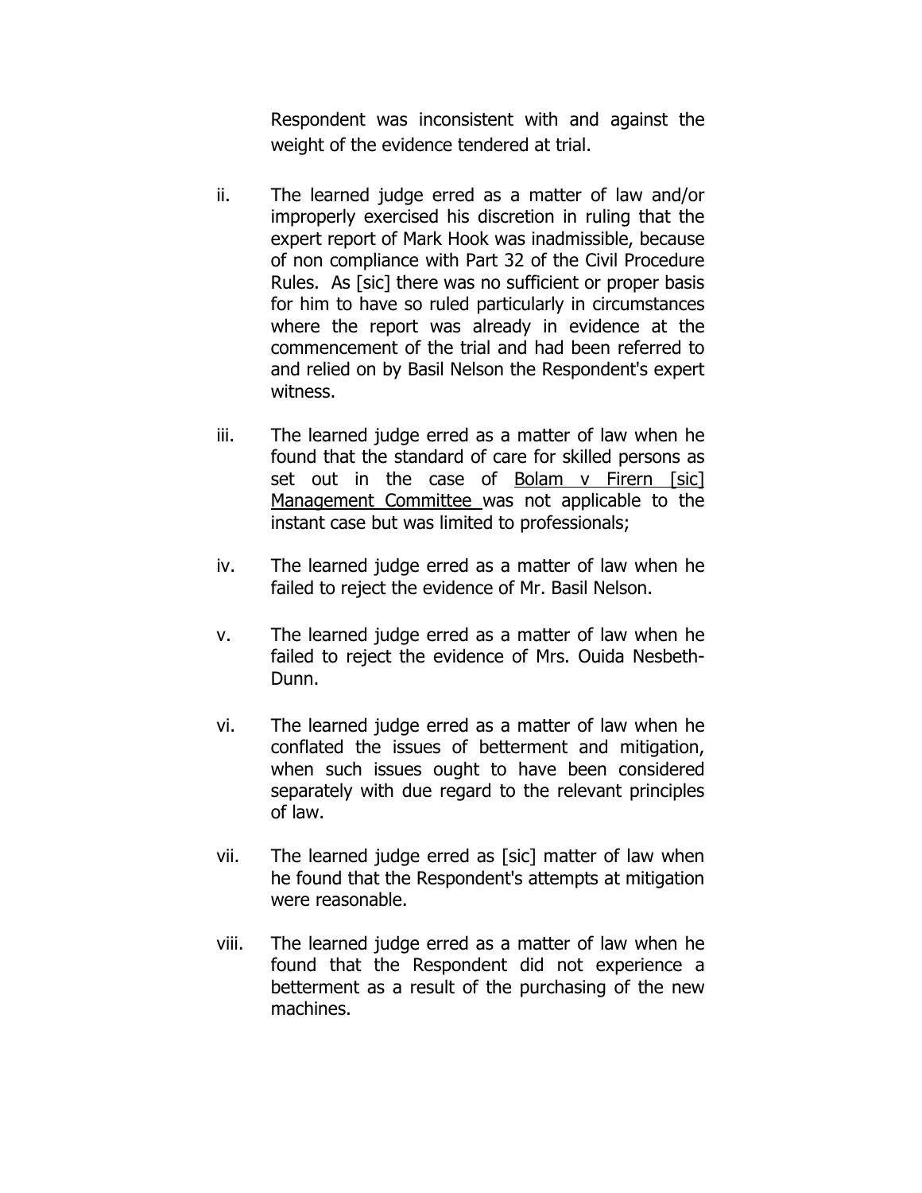Respondent was inconsistent with and against the weight of the evidence tendered at trial.

ii. The learned judge erred as a matter of law and/or improperly exercised his discretion in ruling that the expert report of Mark Hook was inadmissible, because of non compliance with Part 32 of the Civil Procedure Rules. As [sic] there was no sufficient or proper basis for him to have so ruled particularly in circumstances where the report was already in evidence at the commencement of the trial and had been referred to and relied on by Basil Nelson the Respondent's expert witness.

iii. The learned judge erred as a matter of law when he found that the standard of care for skilled persons as set out in the case of Bolam v Firern [sic] Management Committee was not applicable to the instant case but was limited to professionals;

iv. The learned judge erred as a matter of law when he failed to reject the evidence of Mr. Basil Nelson.

v. The learned judge erred as a matter of law when he failed to reject the evidence of Mrs. Ouida Nesbeth-Dunn.

vi. The learned judge erred as a matter of law when he conflated the issues of betterment and mitigation, when such issues ought to have been considered separately with due regard to the relevant principles of law.

vii. The learned judge erred as [sic] matter of law when he found that the Respondent's attempts at mitigation were reasonable.

viii. The learned judge erred as a matter of law when he found that the Respondent did not experience a betterment as a result of the purchasing of the new machines.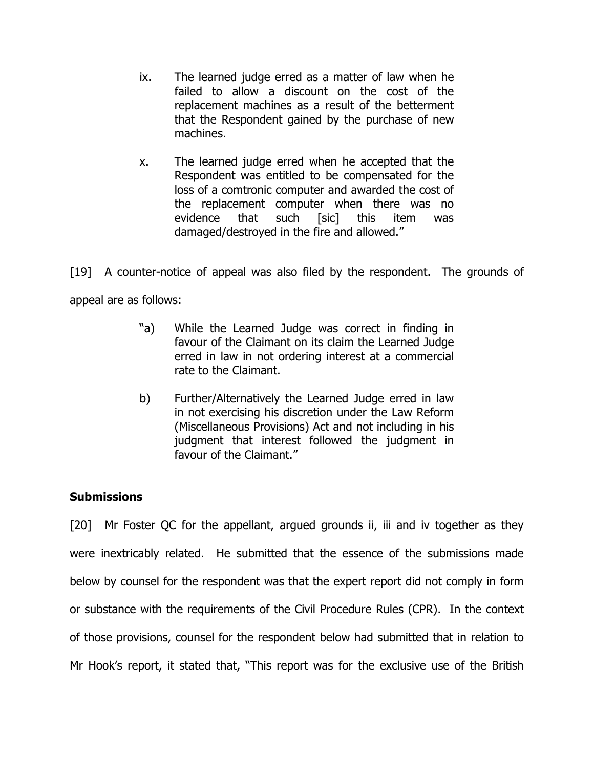ix. The learned judge erred as a matter of law when he failed to allow a discount on the cost of the replacement machines as a result of the betterment that the Respondent gained by the purchase of new machines.

x. The learned judge erred when he accepted that the Respondent was entitled to be compensated for the loss of a comtronic computer and awarded the cost of the replacement computer when there was no evidence that such [sic] this item was damaged/destroyed in the fire and allowed."

[19] A counter-notice of appeal was also filed by the respondent. The grounds of appeal are as follows:

"a) While the Learned Judge was correct in finding in favour of the Claimant on its claim the Learned Judge erred in law in not ordering interest at a commercial rate to the Claimant.

b) Further/Alternatively the Learned Judge erred in law in not exercising his discretion under the Law Reform (Miscellaneous Provisions) Act and not including in his judgment that interest followed the judgment in favour of the Claimant."

**Submissions**

[20] Mr Foster QC for the appellant, argued grounds ii, iii and iv together as they were inextricably related. He submitted that the essence of the submissions made below by counsel for the respondent was that the expert report did not comply in form or substance with the requirements of the Civil Procedure Rules (CPR). In the context of those provisions, counsel for the respondent below had submitted that in relation to Mr Hook's report, it stated that, "This report was for the exclusive use of the British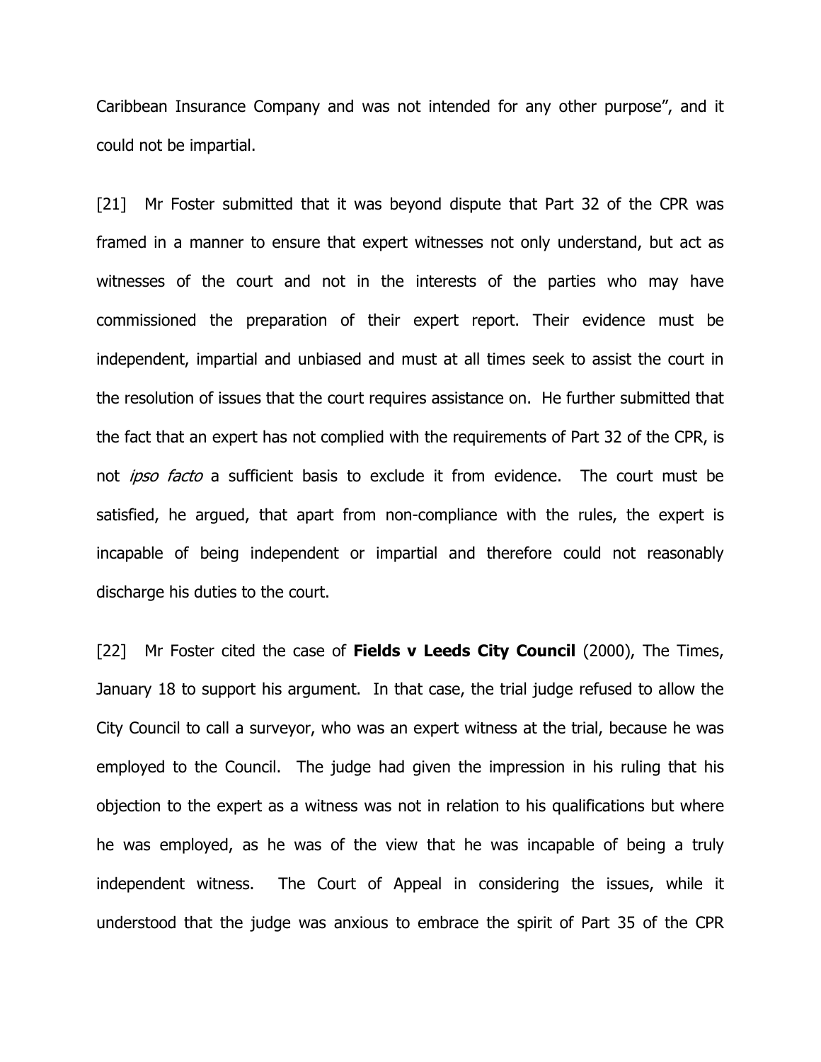Caribbean Insurance Company and was not intended for any other purpose", and it could not be impartial.

[21] Mr Foster submitted that it was beyond dispute that Part 32 of the CPR was framed in a manner to ensure that expert witnesses not only understand, but act as witnesses of the court and not in the interests of the parties who may have commissioned the preparation of their expert report. Their evidence must be independent, impartial and unbiased and must at all times seek to assist the court in the resolution of issues that the court requires assistance on. He further submitted that the fact that an expert has not complied with the requirements of Part 32 of the CPR, is not *ipso facto* a sufficient basis to exclude it from evidence. The court must be satisfied, he argued, that apart from non-compliance with the rules, the expert is incapable of being independent or impartial and therefore could not reasonably discharge his duties to the court.

[22] Mr Foster cited the case of **Fields v Leeds City Council** (2000), The Times, January 18 to support his argument. In that case, the trial judge refused to allow the City Council to call a surveyor, who was an expert witness at the trial, because he was employed to the Council. The judge had given the impression in his ruling that his objection to the expert as a witness was not in relation to his qualifications but where he was employed, as he was of the view that he was incapable of being a truly independent witness. The Court of Appeal in considering the issues, while it understood that the judge was anxious to embrace the spirit of Part 35 of the CPR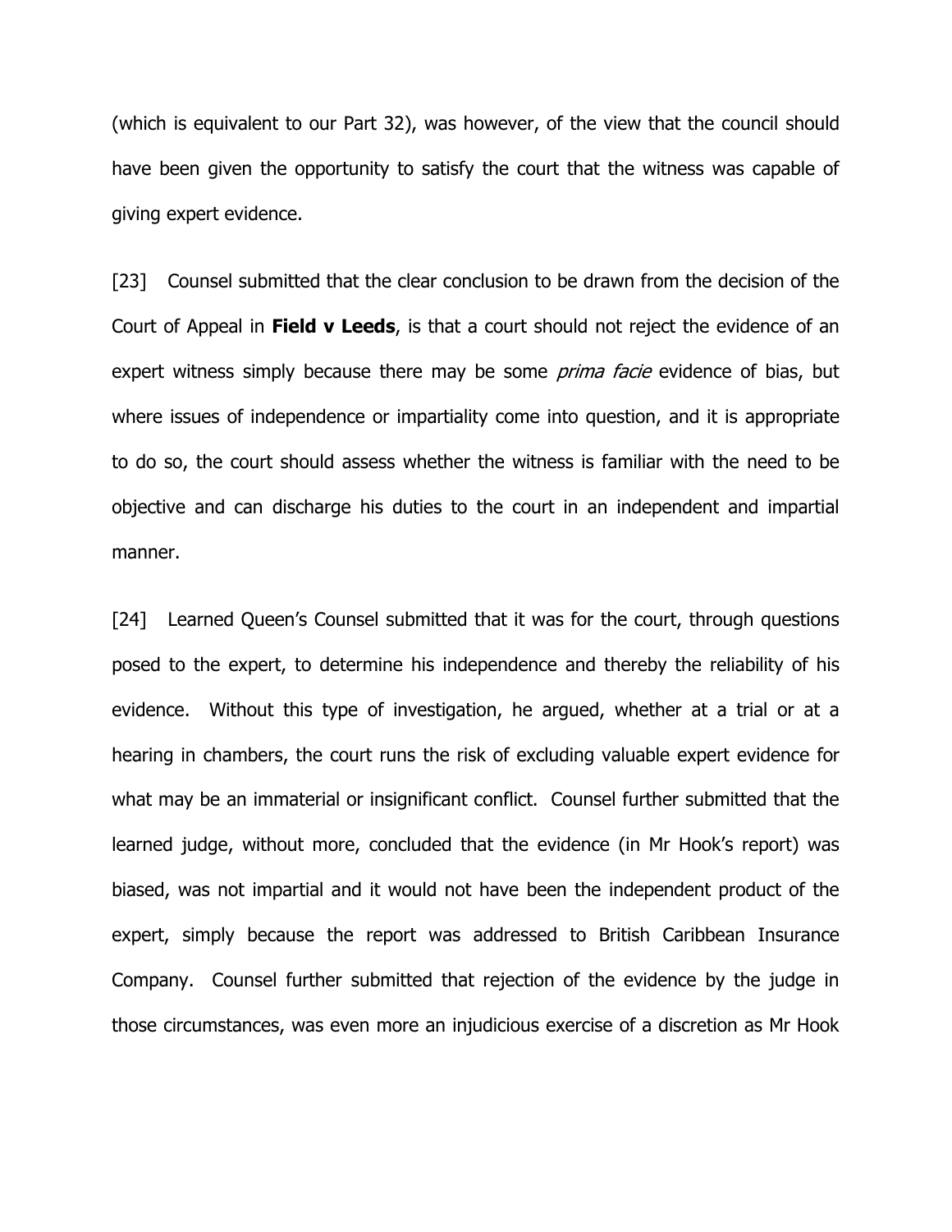(which is equivalent to our Part 32), was however, of the view that the council should have been given the opportunity to satisfy the court that the witness was capable of giving expert evidence.

[23] Counsel submitted that the clear conclusion to be drawn from the decision of the Court of Appeal in **Field v Leeds**, is that a court should not reject the evidence of an expert witness simply because there may be some *prima facie* evidence of bias, but where issues of independence or impartiality come into question, and it is appropriate to do so, the court should assess whether the witness is familiar with the need to be objective and can discharge his duties to the court in an independent and impartial manner.

[24] Learned Queen's Counsel submitted that it was for the court, through questions posed to the expert, to determine his independence and thereby the reliability of his evidence. Without this type of investigation, he argued, whether at a trial or at a hearing in chambers, the court runs the risk of excluding valuable expert evidence for what may be an immaterial or insignificant conflict. Counsel further submitted that the learned judge, without more, concluded that the evidence (in Mr Hook's report) was biased, was not impartial and it would not have been the independent product of the expert, simply because the report was addressed to British Caribbean Insurance Company. Counsel further submitted that rejection of the evidence by the judge in those circumstances, was even more an injudicious exercise of a discretion as Mr Hook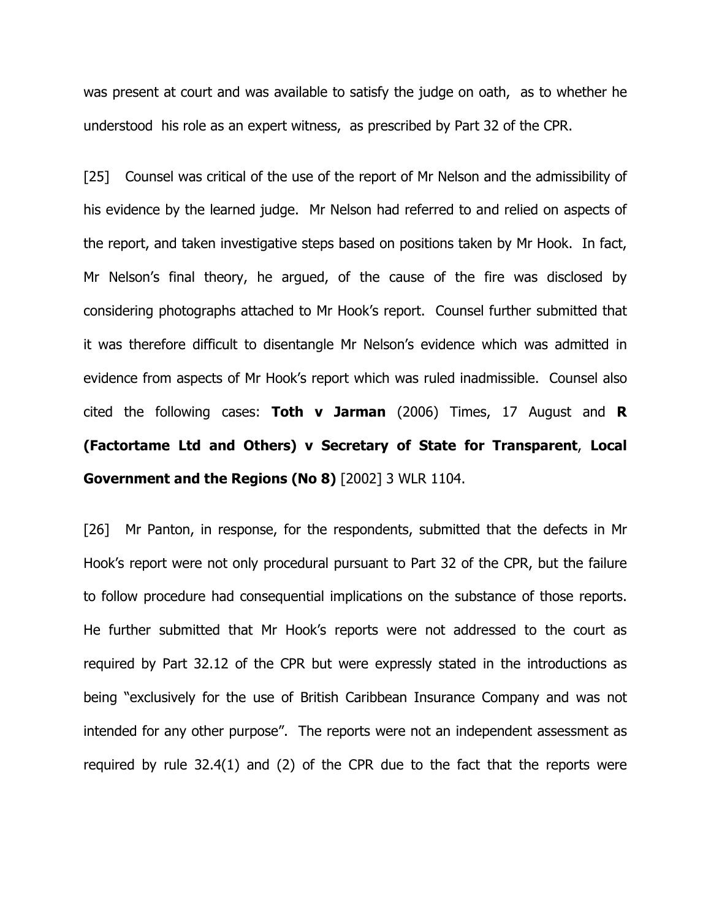was present at court and was available to satisfy the judge on oath, as to whether he understood his role as an expert witness, as prescribed by Part 32 of the CPR.

[25] Counsel was critical of the use of the report of Mr Nelson and the admissibility of his evidence by the learned judge. Mr Nelson had referred to and relied on aspects of the report, and taken investigative steps based on positions taken by Mr Hook. In fact, Mr Nelson's final theory, he argued, of the cause of the fire was disclosed by considering photographs attached to Mr Hook's report. Counsel further submitted that it was therefore difficult to disentangle Mr Nelson's evidence which was admitted in evidence from aspects of Mr Hook's report which was ruled inadmissible. Counsel also cited the following cases: **Toth v Jarman** (2006) Times, 17 August and **R (Factortame Ltd and Others) v Secretary of State for Transparent**, **Local Government and the Regions (No 8)** [2002] 3 WLR 1104.

[26] Mr Panton, in response, for the respondents, submitted that the defects in Mr Hook's report were not only procedural pursuant to Part 32 of the CPR, but the failure to follow procedure had consequential implications on the substance of those reports. He further submitted that Mr Hook's reports were not addressed to the court as required by Part 32.12 of the CPR but were expressly stated in the introductions as being "exclusively for the use of British Caribbean Insurance Company and was not intended for any other purpose". The reports were not an independent assessment as required by rule 32.4(1) and (2) of the CPR due to the fact that the reports were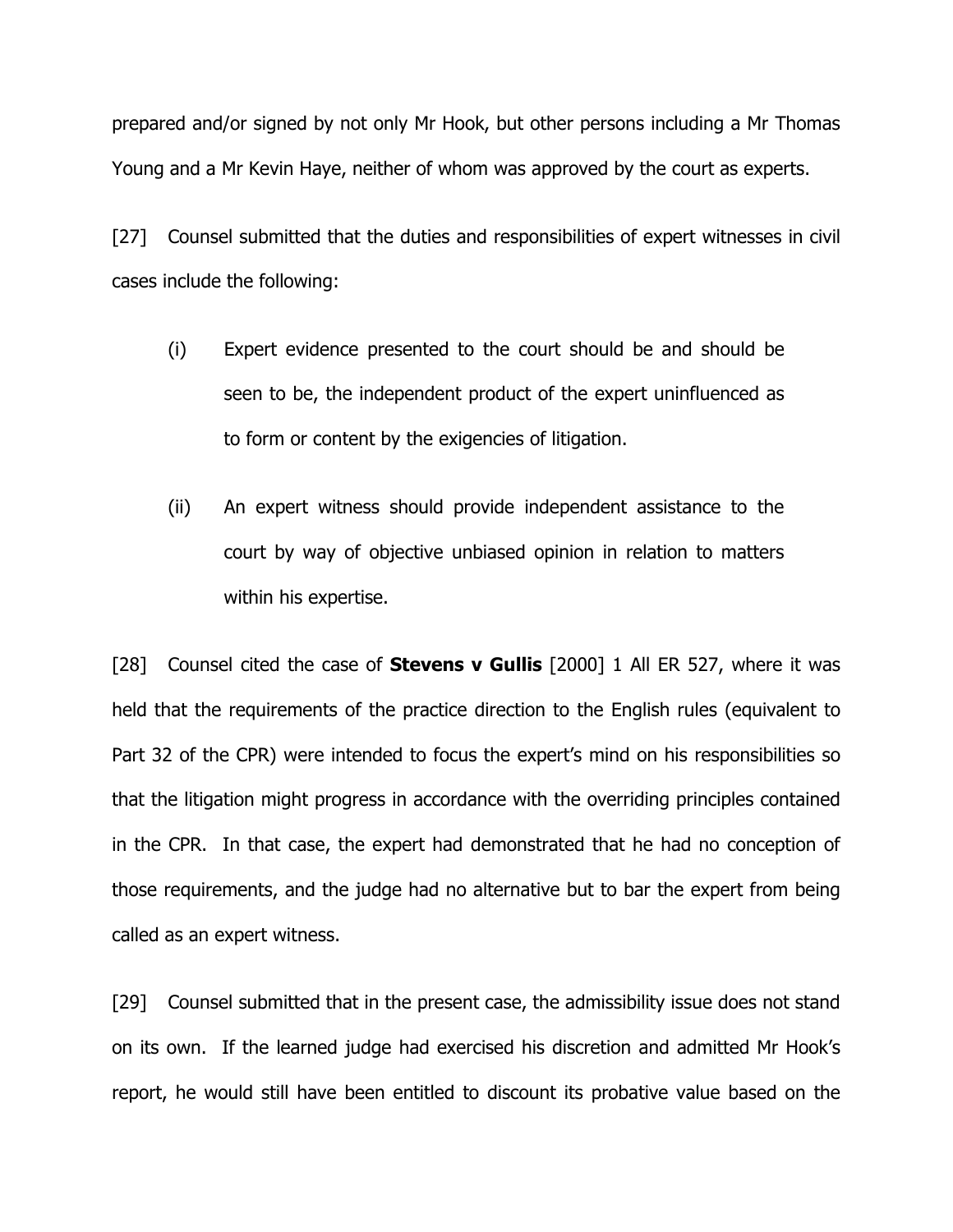prepared and/or signed by not only Mr Hook, but other persons including a Mr Thomas Young and a Mr Kevin Haye, neither of whom was approved by the court as experts.

[27] Counsel submitted that the duties and responsibilities of expert witnesses in civil cases include the following:

(i) Expert evidence presented to the court should be and should be seen to be, the independent product of the expert uninfluenced as to form or content by the exigencies of litigation.

(ii) An expert witness should provide independent assistance to the court by way of objective unbiased opinion in relation to matters within his expertise.

[28] Counsel cited the case of **Stevens v Gullis** [2000] 1 All ER 527, where it was held that the requirements of the practice direction to the English rules (equivalent to Part 32 of the CPR) were intended to focus the expert's mind on his responsibilities so that the litigation might progress in accordance with the overriding principles contained in the CPR. In that case, the expert had demonstrated that he had no conception of those requirements, and the judge had no alternative but to bar the expert from being called as an expert witness.

[29] Counsel submitted that in the present case, the admissibility issue does not stand on its own. If the learned judge had exercised his discretion and admitted Mr Hook's report, he would still have been entitled to discount its probative value based on the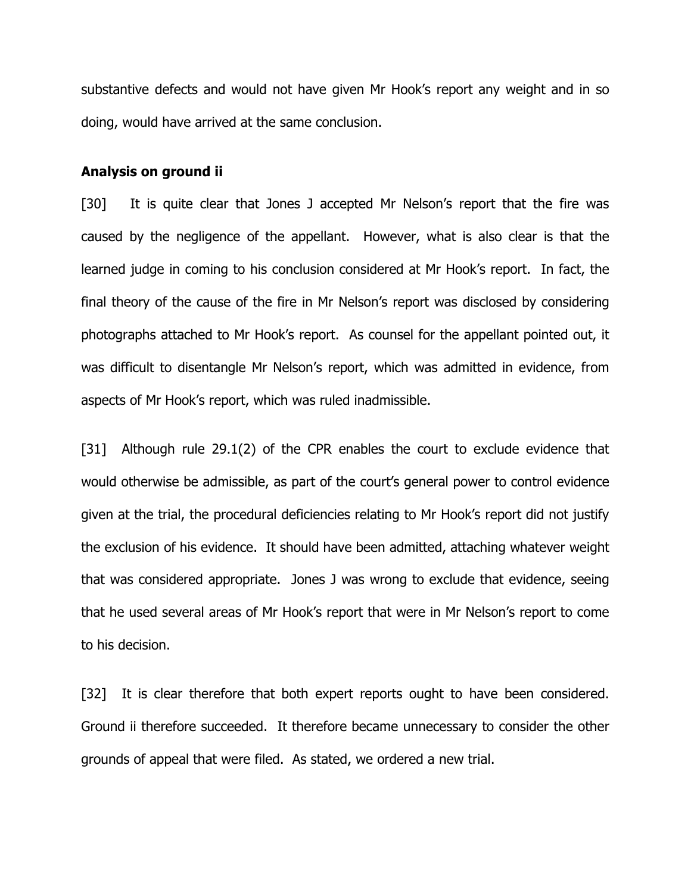substantive defects and would not have given Mr Hook's report any weight and in so doing, would have arrived at the same conclusion.

**Analysis on ground ii**

[30] It is quite clear that Jones J accepted Mr Nelson's report that the fire was caused by the negligence of the appellant. However, what is also clear is that the learned judge in coming to his conclusion considered at Mr Hook's report. In fact, the final theory of the cause of the fire in Mr Nelson's report was disclosed by considering photographs attached to Mr Hook's report. As counsel for the appellant pointed out, it was difficult to disentangle Mr Nelson's report, which was admitted in evidence, from aspects of Mr Hook's report, which was ruled inadmissible.

[31] Although rule 29.1(2) of the CPR enables the court to exclude evidence that would otherwise be admissible, as part of the court's general power to control evidence given at the trial, the procedural deficiencies relating to Mr Hook's report did not justify the exclusion of his evidence. It should have been admitted, attaching whatever weight that was considered appropriate. Jones J was wrong to exclude that evidence, seeing that he used several areas of Mr Hook's report that were in Mr Nelson's report to come to his decision.

[32] It is clear therefore that both expert reports ought to have been considered. Ground ii therefore succeeded. It therefore became unnecessary to consider the other grounds of appeal that were filed. As stated, we ordered a new trial.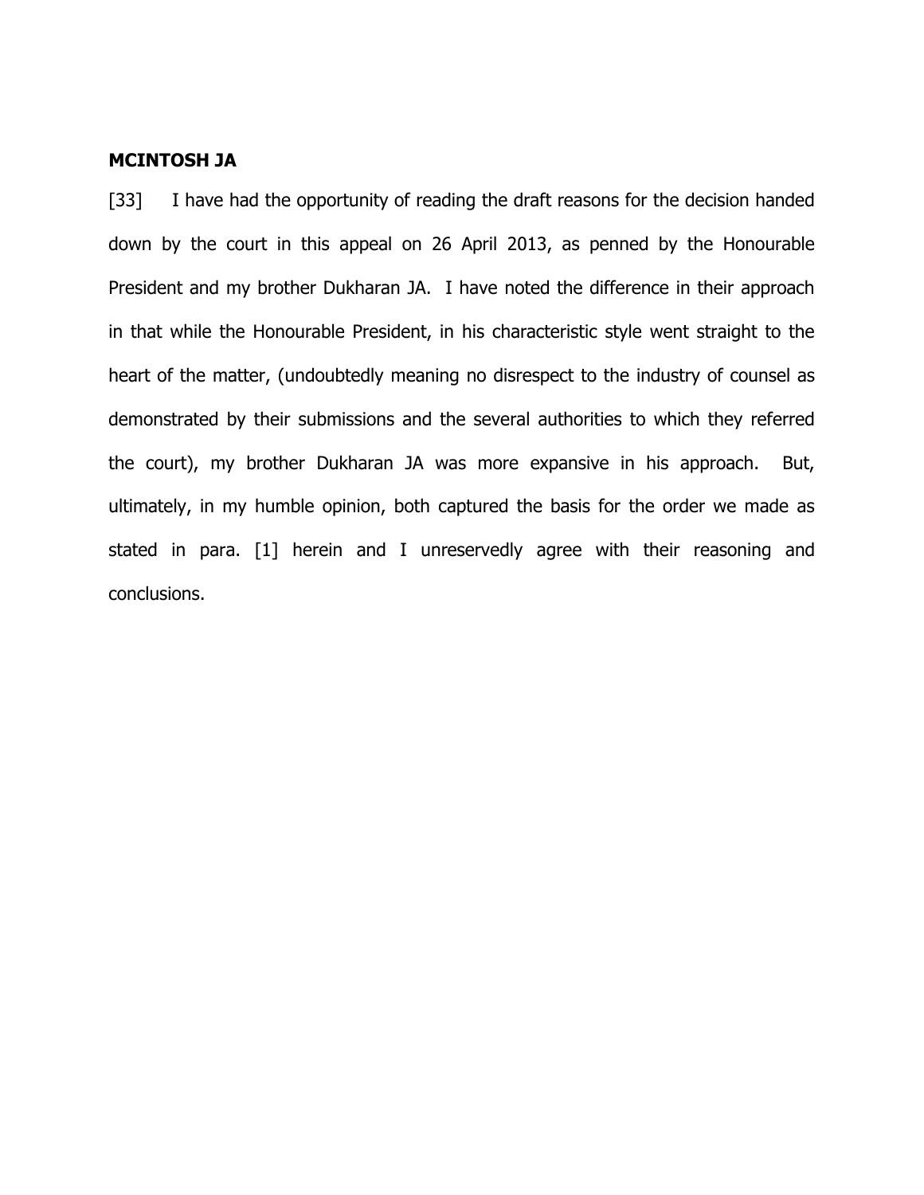**MCINTOSH JA**

[33] I have had the opportunity of reading the draft reasons for the decision handed down by the court in this appeal on 26 April 2013, as penned by the Honourable President and my brother Dukharan JA. I have noted the difference in their approach in that while the Honourable President, in his characteristic style went straight to the heart of the matter, (undoubtedly meaning no disrespect to the industry of counsel as demonstrated by their submissions and the several authorities to which they referred the court), my brother Dukharan JA was more expansive in his approach. But, ultimately, in my humble opinion, both captured the basis for the order we made as stated in para. [1] herein and I unreservedly agree with their reasoning and conclusions.